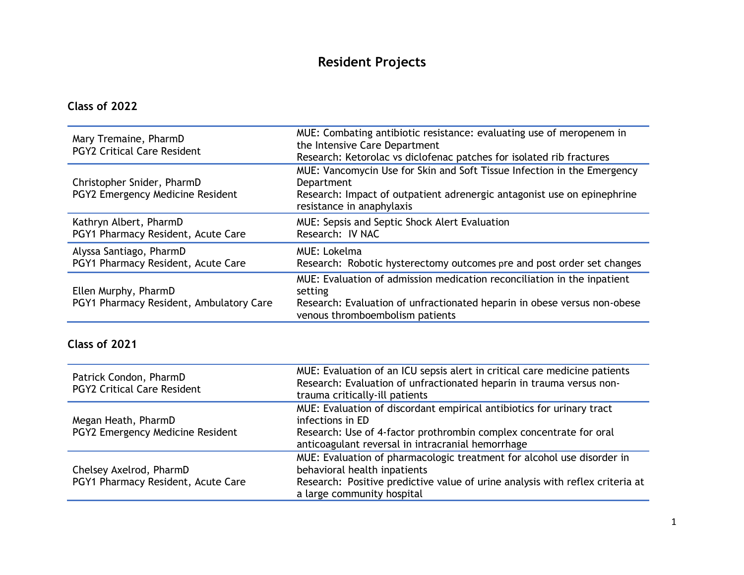# Resident Projects

## Class of 2022

| Resident | Projects |
|---|---|
| Mary Tremaine, PharmD<br>PGY2 Critical Care Resident | MUE: Combating antibiotic resistance: evaluating use of meropenem in the Intensive Care Department<br>Research: Ketorolac vs diclofenac patches for isolated rib fractures |
| Christopher Snider, PharmD<br>PGY2 Emergency Medicine Resident | MUE: Vancomycin Use for Skin and Soft Tissue Infection in the Emergency Department<br>Research: Impact of outpatient adrenergic antagonist use on epinephrine resistance in anaphylaxis |
| Kathryn Albert, PharmD<br>PGY1 Pharmacy Resident, Acute Care | MUE: Sepsis and Septic Shock Alert Evaluation<br>Research: IV NAC |
| Alyssa Santiago, PharmD<br>PGY1 Pharmacy Resident, Acute Care | MUE: Lokelma<br>Research: Robotic hysterectomy outcomes pre and post order set changes |
| Ellen Murphy, PharmD<br>PGY1 Pharmacy Resident, Ambulatory Care | MUE: Evaluation of admission medication reconciliation in the inpatient setting<br>Research: Evaluation of unfractionated heparin in obese versus non-obese venous thromboembolism patients |

## Class of 2021

| Resident | Projects |
|---|---|
| Patrick Condon, PharmD<br>PGY2 Critical Care Resident | MUE: Evaluation of an ICU sepsis alert in critical care medicine patients<br>Research: Evaluation of unfractionated heparin in trauma versus non-trauma critically-ill patients |
| Megan Heath, PharmD<br>PGY2 Emergency Medicine Resident | MUE: Evaluation of discordant empirical antibiotics for urinary tract infections in ED<br>Research: Use of 4-factor prothrombin complex concentrate for oral anticoagulant reversal in intracranial hemorrhage |
| Chelsey Axelrod, PharmD<br>PGY1 Pharmacy Resident, Acute Care | MUE: Evaluation of pharmacologic treatment for alcohol use disorder in behavioral health inpatients<br>Research: Positive predictive value of urine analysis with reflex criteria at a large community hospital |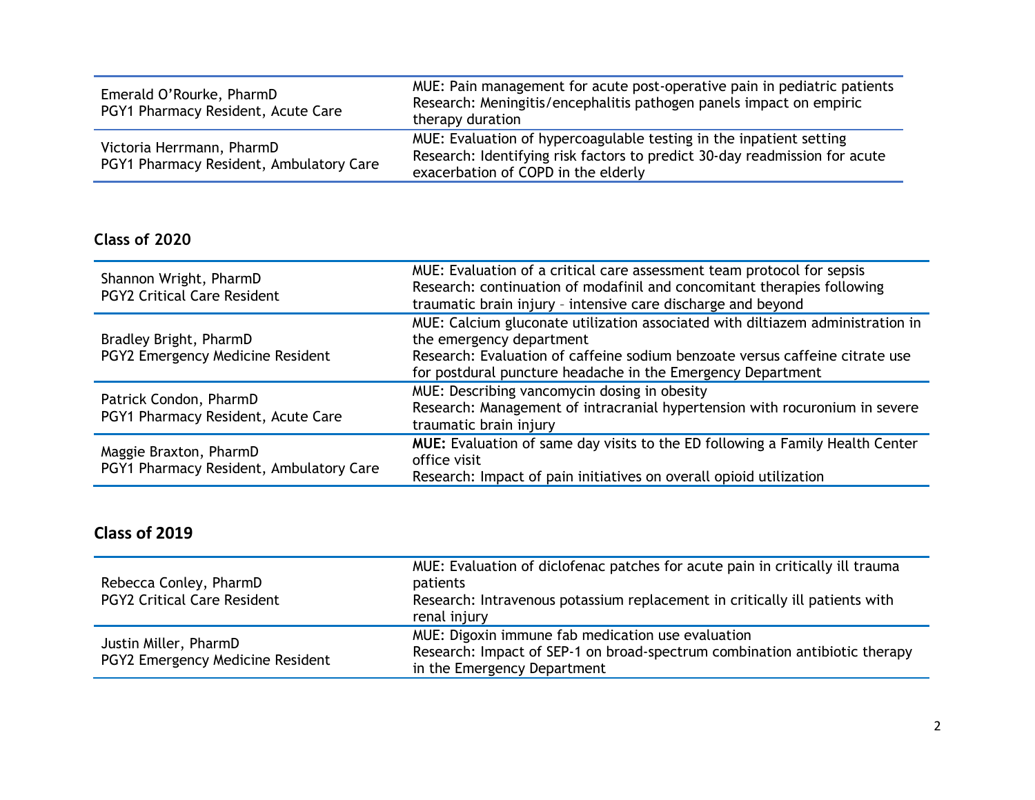| | |
|---|---|
| Emerald O'Rourke, PharmD<br>PGY1 Pharmacy Resident, Acute Care | MUE: Pain management for acute post-operative pain in pediatric patients<br>Research: Meningitis/encephalitis pathogen panels impact on empiric therapy duration |
| Victoria Herrmann, PharmD<br>PGY1 Pharmacy Resident, Ambulatory Care | MUE: Evaluation of hypercoagulable testing in the inpatient setting<br>Research: Identifying risk factors to predict 30-day readmission for acute exacerbation of COPD in the elderly |

### Class of 2020

| | |
|---|---|
| Shannon Wright, PharmD<br>PGY2 Critical Care Resident | MUE: Evaluation of a critical care assessment team protocol for sepsis<br>Research: continuation of modafinil and concomitant therapies following traumatic brain injury – intensive care discharge and beyond |
| Bradley Bright, PharmD<br>PGY2 Emergency Medicine Resident | MUE: Calcium gluconate utilization associated with diltiazem administration in the emergency department<br>Research: Evaluation of caffeine sodium benzoate versus caffeine citrate use for postdural puncture headache in the Emergency Department |
| Patrick Condon, PharmD<br>PGY1 Pharmacy Resident, Acute Care | MUE: Describing vancomycin dosing in obesity<br>Research: Management of intracranial hypertension with rocuronium in severe traumatic brain injury |
| Maggie Braxton, PharmD<br>PGY1 Pharmacy Resident, Ambulatory Care | **MUE:** Evaluation of same day visits to the ED following a Family Health Center office visit<br>Research: Impact of pain initiatives on overall opioid utilization |

### Class of 2019

| | |
|---|---|
| Rebecca Conley, PharmD<br>PGY2 Critical Care Resident | MUE: Evaluation of diclofenac patches for acute pain in critically ill trauma patients<br>Research: Intravenous potassium replacement in critically ill patients with renal injury |
| Justin Miller, PharmD<br>PGY2 Emergency Medicine Resident | MUE: Digoxin immune fab medication use evaluation<br>Research: Impact of SEP-1 on broad-spectrum combination antibiotic therapy in the Emergency Department |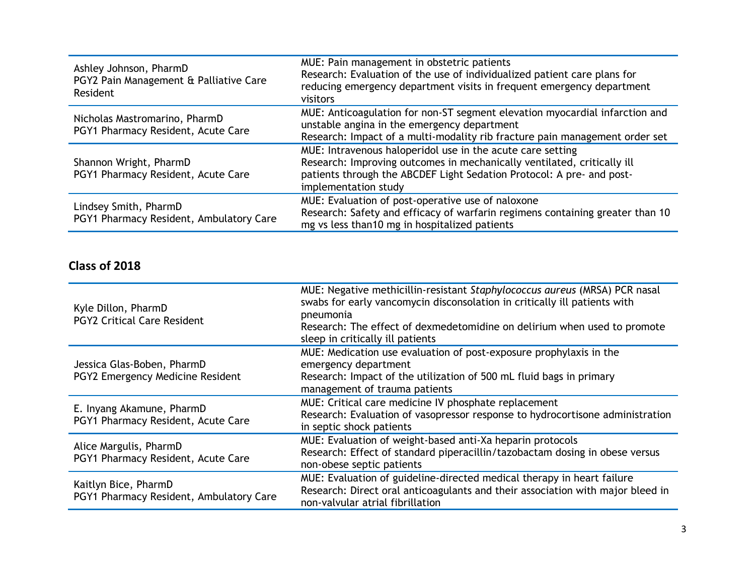| | |
|---|---|
| Ashley Johnson, PharmD<br>PGY2 Pain Management & Palliative Care Resident | MUE: Pain management in obstetric patients<br>Research: Evaluation of the use of individualized patient care plans for reducing emergency department visits in frequent emergency department visitors |
| Nicholas Mastromarino, PharmD<br>PGY1 Pharmacy Resident, Acute Care | MUE: Anticoagulation for non-ST segment elevation myocardial infarction and unstable angina in the emergency department<br>Research: Impact of a multi-modality rib fracture pain management order set |
| Shannon Wright, PharmD<br>PGY1 Pharmacy Resident, Acute Care | MUE: Intravenous haloperidol use in the acute care setting<br>Research: Improving outcomes in mechanically ventilated, critically ill patients through the ABCDEF Light Sedation Protocol: A pre- and post-implementation study |
| Lindsey Smith, PharmD<br>PGY1 Pharmacy Resident, Ambulatory Care | MUE: Evaluation of post-operative use of naloxone<br>Research: Safety and efficacy of warfarin regimens containing greater than 10 mg vs less than10 mg in hospitalized patients |

## Class of 2018

| | |
|---|---|
| Kyle Dillon, PharmD<br>PGY2 Critical Care Resident | MUE: Negative methicillin-resistant *Staphylococcus aureus* (MRSA) PCR nasal swabs for early vancomycin disconsolation in critically ill patients with pneumonia<br>Research: The effect of dexmedetomidine on delirium when used to promote sleep in critically ill patients |
| Jessica Glas-Boben, PharmD<br>PGY2 Emergency Medicine Resident | MUE: Medication use evaluation of post-exposure prophylaxis in the emergency department<br>Research: Impact of the utilization of 500 mL fluid bags in primary management of trauma patients |
| E. Inyang Akamune, PharmD<br>PGY1 Pharmacy Resident, Acute Care | MUE: Critical care medicine IV phosphate replacement<br>Research: Evaluation of vasopressor response to hydrocortisone administration in septic shock patients |
| Alice Margulis, PharmD<br>PGY1 Pharmacy Resident, Acute Care | MUE: Evaluation of weight-based anti-Xa heparin protocols<br>Research: Effect of standard piperacillin/tazobactam dosing in obese versus non-obese septic patients |
| Kaitlyn Bice, PharmD<br>PGY1 Pharmacy Resident, Ambulatory Care | MUE: Evaluation of guideline-directed medical therapy in heart failure<br>Research: Direct oral anticoagulants and their association with major bleed in non-valvular atrial fibrillation |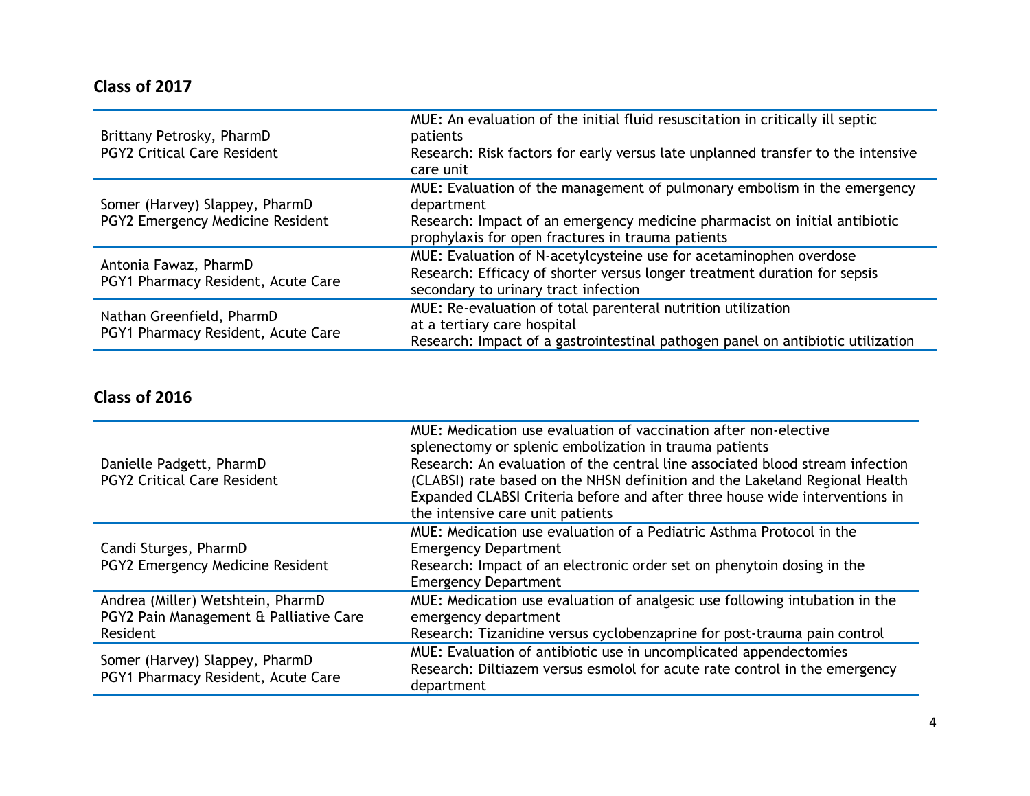## Class of 2017

| | |
|---|---|
| Brittany Petrosky, PharmD<br>PGY2 Critical Care Resident | MUE: An evaluation of the initial fluid resuscitation in critically ill septic patients<br>Research: Risk factors for early versus late unplanned transfer to the intensive care unit |
| Somer (Harvey) Slappey, PharmD<br>PGY2 Emergency Medicine Resident | MUE: Evaluation of the management of pulmonary embolism in the emergency department<br>Research: Impact of an emergency medicine pharmacist on initial antibiotic prophylaxis for open fractures in trauma patients |
| Antonia Fawaz, PharmD<br>PGY1 Pharmacy Resident, Acute Care | MUE: Evaluation of N-acetylcysteine use for acetaminophen overdose<br>Research: Efficacy of shorter versus longer treatment duration for sepsis secondary to urinary tract infection |
| Nathan Greenfield, PharmD<br>PGY1 Pharmacy Resident, Acute Care | MUE: Re-evaluation of total parenteral nutrition utilization at a tertiary care hospital<br>Research: Impact of a gastrointestinal pathogen panel on antibiotic utilization |

## Class of 2016

| | |
|---|---|
| Danielle Padgett, PharmD<br>PGY2 Critical Care Resident | MUE: Medication use evaluation of vaccination after non-elective splenectomy or splenic embolization in trauma patients<br>Research: An evaluation of the central line associated blood stream infection (CLABSI) rate based on the NHSN definition and the Lakeland Regional Health Expanded CLABSI Criteria before and after three house wide interventions in the intensive care unit patients |
| Candi Sturges, PharmD<br>PGY2 Emergency Medicine Resident | MUE: Medication use evaluation of a Pediatric Asthma Protocol in the Emergency Department<br>Research: Impact of an electronic order set on phenytoin dosing in the Emergency Department |
| Andrea (Miller) Wetshtein, PharmD<br>PGY2 Pain Management & Palliative Care Resident | MUE: Medication use evaluation of analgesic use following intubation in the emergency department<br>Research: Tizanidine versus cyclobenzaprine for post-trauma pain control |
| Somer (Harvey) Slappey, PharmD<br>PGY1 Pharmacy Resident, Acute Care | MUE: Evaluation of antibiotic use in uncomplicated appendectomies<br>Research: Diltiazem versus esmolol for acute rate control in the emergency department |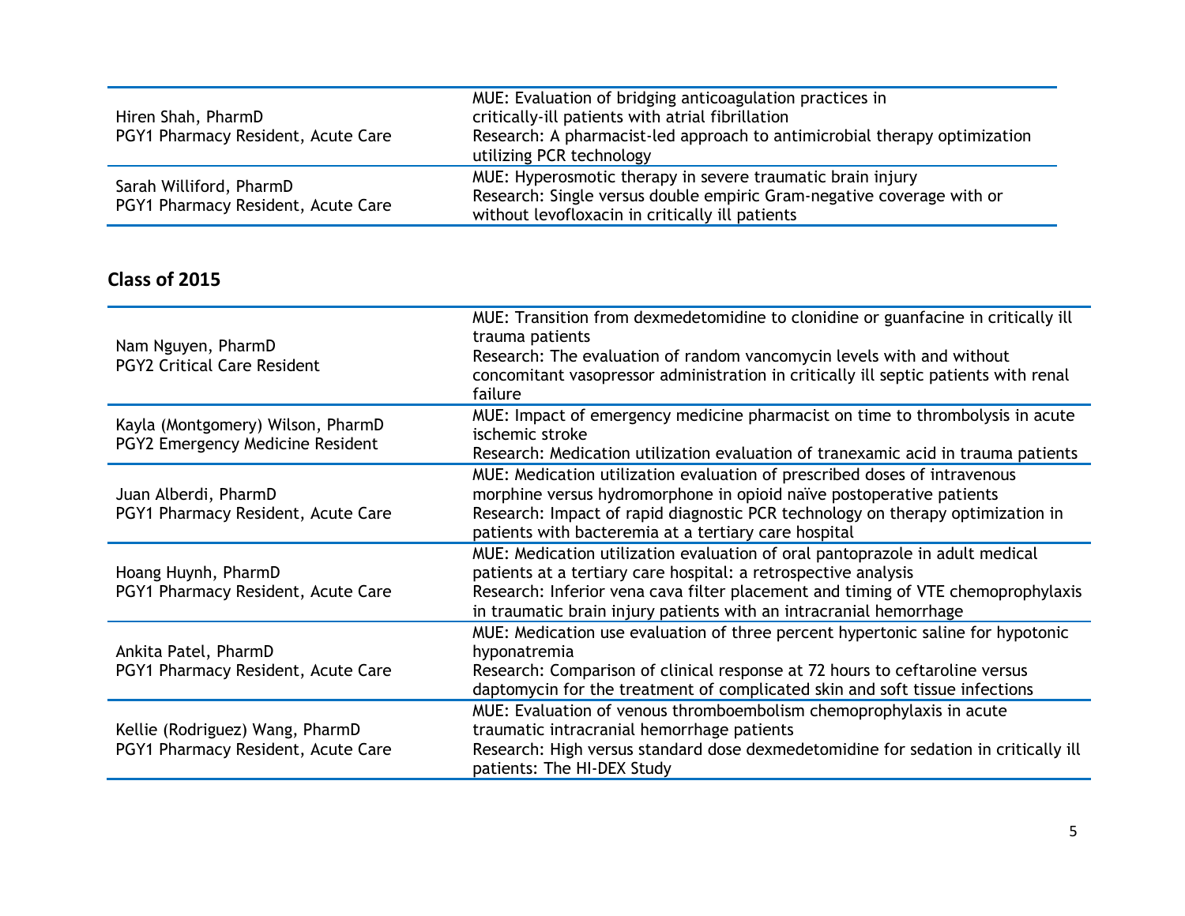| | |
|---|---|
| Hiren Shah, PharmD<br>PGY1 Pharmacy Resident, Acute Care | MUE: Evaluation of bridging anticoagulation practices in critically-ill patients with atrial fibrillation<br>Research: A pharmacist-led approach to antimicrobial therapy optimization utilizing PCR technology |
| Sarah Williford, PharmD<br>PGY1 Pharmacy Resident, Acute Care | MUE: Hyperosmotic therapy in severe traumatic brain injury<br>Research: Single versus double empiric Gram-negative coverage with or without levofloxacin in critically ill patients |

## Class of 2015

| | |
|---|---|
| Nam Nguyen, PharmD<br>PGY2 Critical Care Resident | MUE: Transition from dexmedetomidine to clonidine or guanfacine in critically ill trauma patients<br>Research: The evaluation of random vancomycin levels with and without concomitant vasopressor administration in critically ill septic patients with renal failure |
| Kayla (Montgomery) Wilson, PharmD<br>PGY2 Emergency Medicine Resident | MUE: Impact of emergency medicine pharmacist on time to thrombolysis in acute ischemic stroke<br>Research: Medication utilization evaluation of tranexamic acid in trauma patients |
| Juan Alberdi, PharmD<br>PGY1 Pharmacy Resident, Acute Care | MUE: Medication utilization evaluation of prescribed doses of intravenous morphine versus hydromorphone in opioid naïve postoperative patients<br>Research: Impact of rapid diagnostic PCR technology on therapy optimization in patients with bacteremia at a tertiary care hospital |
| Hoang Huynh, PharmD<br>PGY1 Pharmacy Resident, Acute Care | MUE: Medication utilization evaluation of oral pantoprazole in adult medical patients at a tertiary care hospital: a retrospective analysis<br>Research: Inferior vena cava filter placement and timing of VTE chemoprophylaxis in traumatic brain injury patients with an intracranial hemorrhage |
| Ankita Patel, PharmD<br>PGY1 Pharmacy Resident, Acute Care | MUE: Medication use evaluation of three percent hypertonic saline for hypotonic hyponatremia<br>Research: Comparison of clinical response at 72 hours to ceftaroline versus daptomycin for the treatment of complicated skin and soft tissue infections |
| Kellie (Rodriguez) Wang, PharmD<br>PGY1 Pharmacy Resident, Acute Care | MUE: Evaluation of venous thromboembolism chemoprophylaxis in acute traumatic intracranial hemorrhage patients<br>Research: High versus standard dose dexmedetomidine for sedation in critically ill patients: The HI-DEX Study |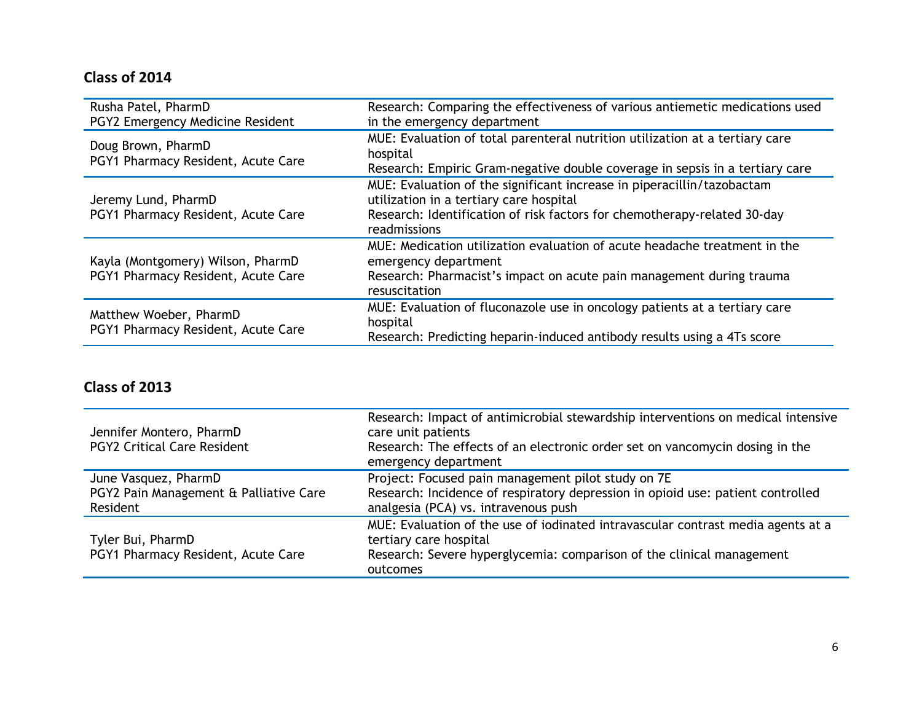## Class of 2014

| | |
|---|---|
| Rusha Patel, PharmD<br>PGY2 Emergency Medicine Resident | Research: Comparing the effectiveness of various antiemetic medications used in the emergency department |
| Doug Brown, PharmD<br>PGY1 Pharmacy Resident, Acute Care | MUE: Evaluation of total parenteral nutrition utilization at a tertiary care hospital<br>Research: Empiric Gram-negative double coverage in sepsis in a tertiary care |
| Jeremy Lund, PharmD<br>PGY1 Pharmacy Resident, Acute Care | MUE: Evaluation of the significant increase in piperacillin/tazobactam utilization in a tertiary care hospital<br>Research: Identification of risk factors for chemotherapy-related 30-day readmissions |
| Kayla (Montgomery) Wilson, PharmD<br>PGY1 Pharmacy Resident, Acute Care | MUE: Medication utilization evaluation of acute headache treatment in the emergency department<br>Research: Pharmacist's impact on acute pain management during trauma resuscitation |
| Matthew Woeber, PharmD<br>PGY1 Pharmacy Resident, Acute Care | MUE: Evaluation of fluconazole use in oncology patients at a tertiary care hospital<br>Research: Predicting heparin-induced antibody results using a 4Ts score |

## Class of 2013

| | |
|---|---|
| Jennifer Montero, PharmD<br>PGY2 Critical Care Resident | Research: Impact of antimicrobial stewardship interventions on medical intensive care unit patients<br>Research: The effects of an electronic order set on vancomycin dosing in the emergency department |
| June Vasquez, PharmD<br>PGY2 Pain Management & Palliative Care Resident | Project: Focused pain management pilot study on 7E<br>Research: Incidence of respiratory depression in opioid use: patient controlled analgesia (PCA) vs. intravenous push |
| Tyler Bui, PharmD<br>PGY1 Pharmacy Resident, Acute Care | MUE: Evaluation of the use of iodinated intravascular contrast media agents at a tertiary care hospital<br>Research: Severe hyperglycemia: comparison of the clinical management outcomes |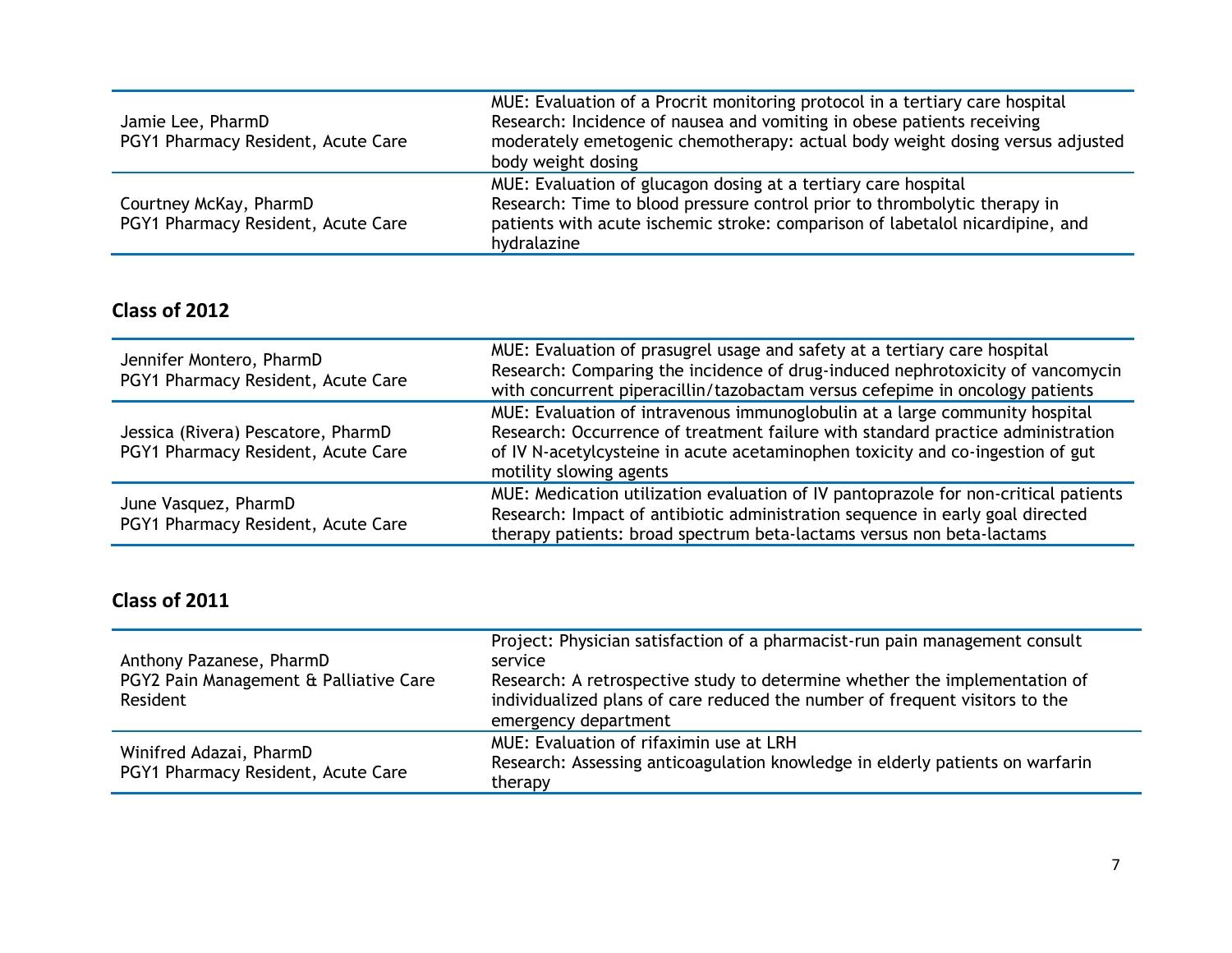| | |
|---|---|
| Jamie Lee, PharmD<br>PGY1 Pharmacy Resident, Acute Care | MUE: Evaluation of a Procrit monitoring protocol in a tertiary care hospital<br>Research: Incidence of nausea and vomiting in obese patients receiving moderately emetogenic chemotherapy: actual body weight dosing versus adjusted body weight dosing |
| Courtney McKay, PharmD<br>PGY1 Pharmacy Resident, Acute Care | MUE: Evaluation of glucagon dosing at a tertiary care hospital<br>Research: Time to blood pressure control prior to thrombolytic therapy in patients with acute ischemic stroke: comparison of labetalol nicardipine, and hydralazine |

## Class of 2012

| | |
|---|---|
| Jennifer Montero, PharmD<br>PGY1 Pharmacy Resident, Acute Care | MUE: Evaluation of prasugrel usage and safety at a tertiary care hospital<br>Research: Comparing the incidence of drug-induced nephrotoxicity of vancomycin with concurrent piperacillin/tazobactam versus cefepime in oncology patients |
| Jessica (Rivera) Pescatore, PharmD<br>PGY1 Pharmacy Resident, Acute Care | MUE: Evaluation of intravenous immunoglobulin at a large community hospital<br>Research: Occurrence of treatment failure with standard practice administration of IV N-acetylcysteine in acute acetaminophen toxicity and co-ingestion of gut motility slowing agents |
| June Vasquez, PharmD<br>PGY1 Pharmacy Resident, Acute Care | MUE: Medication utilization evaluation of IV pantoprazole for non-critical patients<br>Research: Impact of antibiotic administration sequence in early goal directed therapy patients: broad spectrum beta-lactams versus non beta-lactams |

## Class of 2011

| | |
|---|---|
| Anthony Pazanese, PharmD<br>PGY2 Pain Management & Palliative Care Resident | Project: Physician satisfaction of a pharmacist-run pain management consult service<br>Research: A retrospective study to determine whether the implementation of individualized plans of care reduced the number of frequent visitors to the emergency department |
| Winifred Adazai, PharmD<br>PGY1 Pharmacy Resident, Acute Care | MUE: Evaluation of rifaximin use at LRH<br>Research: Assessing anticoagulation knowledge in elderly patients on warfarin therapy |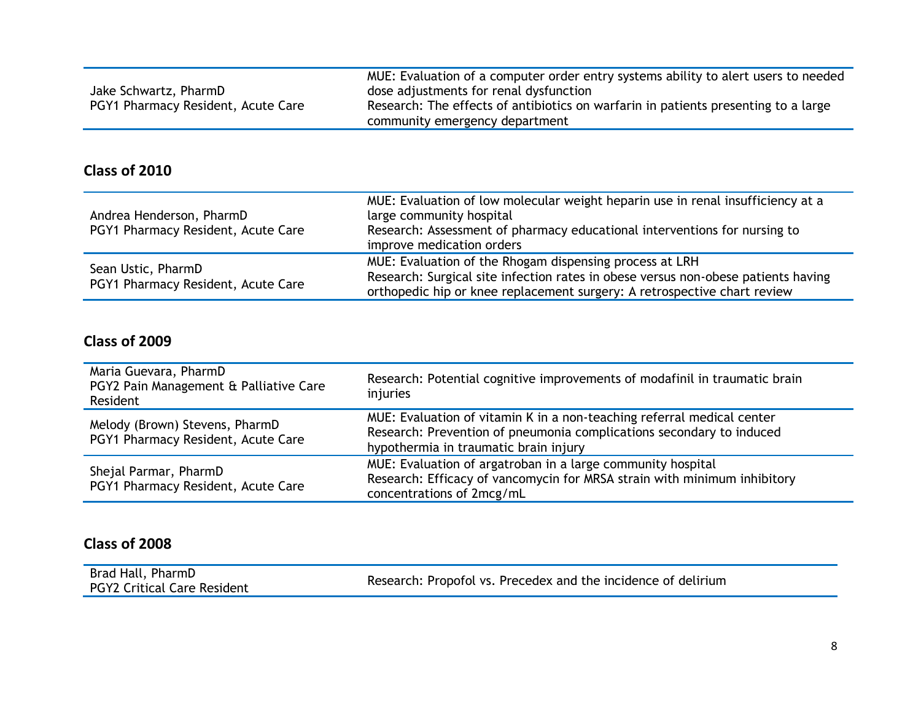| | |
|---|---|
| Jake Schwartz, PharmD<br>PGY1 Pharmacy Resident, Acute Care | MUE: Evaluation of a computer order entry systems ability to alert users to needed dose adjustments for renal dysfunction<br>Research: The effects of antibiotics on warfarin in patients presenting to a large community emergency department |

## Class of 2010

| | |
|---|---|
| Andrea Henderson, PharmD<br>PGY1 Pharmacy Resident, Acute Care | MUE: Evaluation of low molecular weight heparin use in renal insufficiency at a large community hospital<br>Research: Assessment of pharmacy educational interventions for nursing to improve medication orders |
| Sean Ustic, PharmD<br>PGY1 Pharmacy Resident, Acute Care | MUE: Evaluation of the Rhogam dispensing process at LRH<br>Research: Surgical site infection rates in obese versus non-obese patients having orthopedic hip or knee replacement surgery: A retrospective chart review |

## Class of 2009

| | |
|---|---|
| Maria Guevara, PharmD<br>PGY2 Pain Management & Palliative Care Resident | Research: Potential cognitive improvements of modafinil in traumatic brain injuries |
| Melody (Brown) Stevens, PharmD<br>PGY1 Pharmacy Resident, Acute Care | MUE: Evaluation of vitamin K in a non-teaching referral medical center<br>Research: Prevention of pneumonia complications secondary to induced hypothermia in traumatic brain injury |
| Shejal Parmar, PharmD<br>PGY1 Pharmacy Resident, Acute Care | MUE: Evaluation of argatroban in a large community hospital<br>Research: Efficacy of vancomycin for MRSA strain with minimum inhibitory concentrations of 2mcg/mL |

## Class of 2008

| | |
|---|---|
| Brad Hall, PharmD<br>PGY2 Critical Care Resident | Research: Propofol vs. Precedex and the incidence of delirium |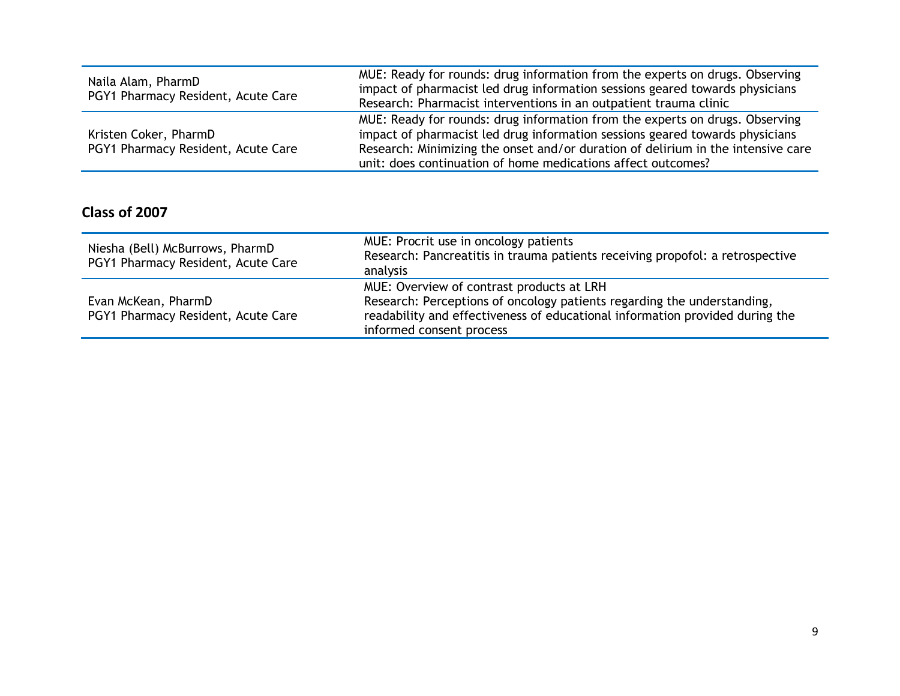| | |
|---|---|
| Naila Alam, PharmD<br>PGY1 Pharmacy Resident, Acute Care | MUE: Ready for rounds: drug information from the experts on drugs. Observing impact of pharmacist led drug information sessions geared towards physicians<br>Research: Pharmacist interventions in an outpatient trauma clinic |
| Kristen Coker, PharmD<br>PGY1 Pharmacy Resident, Acute Care | MUE: Ready for rounds: drug information from the experts on drugs. Observing impact of pharmacist led drug information sessions geared towards physicians<br>Research: Minimizing the onset and/or duration of delirium in the intensive care unit: does continuation of home medications affect outcomes? |

## Class of 2007

| | |
|---|---|
| Niesha (Bell) McBurrows, PharmD<br>PGY1 Pharmacy Resident, Acute Care | MUE: Procrit use in oncology patients<br>Research: Pancreatitis in trauma patients receiving propofol: a retrospective analysis |
| Evan McKean, PharmD<br>PGY1 Pharmacy Resident, Acute Care | MUE: Overview of contrast products at LRH<br>Research: Perceptions of oncology patients regarding the understanding, readability and effectiveness of educational information provided during the informed consent process |